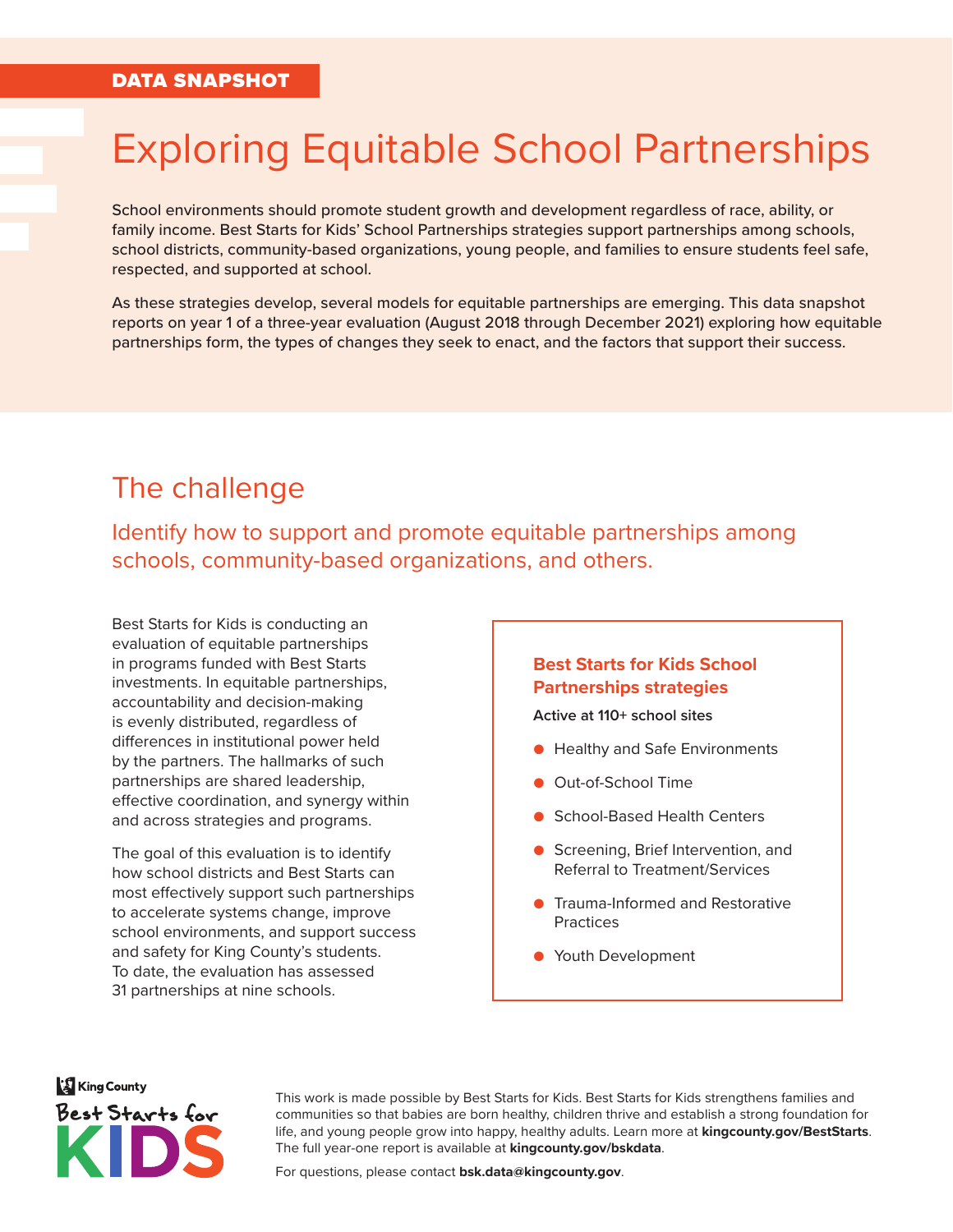DATA SNAPSHOT

# Exploring Equitable School Partnerships

School environments should promote student growth and development regardless of race, ability, or family income. Best Starts for Kids' School Partnerships strategies support partnerships among schools, school districts, community-based organizations, young people, and families to ensure students feel safe, respected, and supported at school.

As these strategies develop, several models for equitable partnerships are emerging. This data snapshot reports on year 1 of a three-year evaluation (August 2018 through December 2021) exploring how equitable partnerships form, the types of changes they seek to enact, and the factors that support their success.

## The challenge

### Identify how to support and promote equitable partnerships among schools, community-based organizations, and others.

Best Starts for Kids is conducting an evaluation of equitable partnerships in programs funded with Best Starts investments. In equitable partnerships, accountability and decision-making is evenly distributed, regardless of differences in institutional power held by the partners. The hallmarks of such partnerships are shared leadership, effective coordination, and synergy within and across strategies and programs.

The goal of this evaluation is to identify how school districts and Best Starts can most effectively support such partnerships to accelerate systems change, improve school environments, and support success and safety for King County's students. To date, the evaluation has assessed 31 partnerships at nine schools.

**Best Starts for Kids School Partnerships strategies**

**Active at 110+ school sites**

- Healthy and Safe Environments
- Out-of-School Time
- School-Based Health Centers
- Screening, Brief Intervention, and Referral to Treatment/Services
- Trauma-Informed and Restorative Practices
- Youth Development

King County Best Starts for KIDS

This work is made possible by Best Starts for Kids. Best Starts for Kids strengthens families and communities so that babies are born healthy, children thrive and establish a strong foundation for life, and young people grow into happy, healthy adults. Learn more at **kingcounty.gov/BestStarts**. The full year-one report is available at **kingcounty.gov/bskdata**.

For questions, please contact **bsk.data@kingcounty.gov**.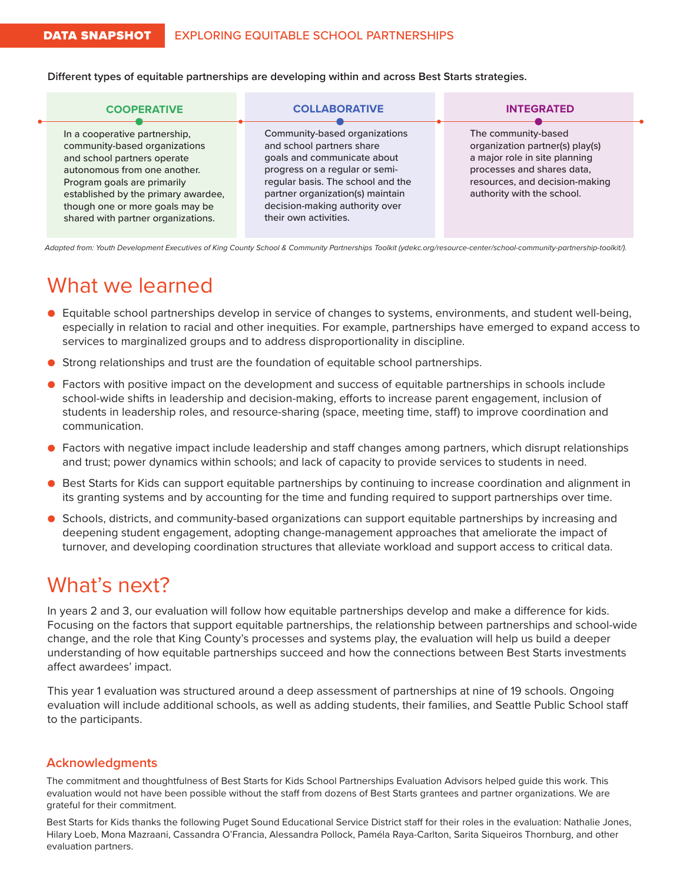**DATA SNAPSHOT** EXPLORING EQUITABLE SCHOOL PARTNERSHIPS

**Different types of equitable partnerships are developing within and across Best Starts strategies.**

| COOPERATIVE | COLLABORATIVE | INTEGRATED |
|---|---|---|
| In a cooperative partnership, community-based organizations and school partners operate autonomous from one another. Program goals are primarily established by the primary awardee, though one or more goals may be shared with partner organizations. | Community-based organizations and school partners share goals and communicate about progress on a regular or semi-regular basis. The school and the partner organization(s) maintain decision-making authority over their own activities. | The community-based organization partner(s) play(s) a major role in site planning processes and shares data, resources, and decision-making authority with the school. |

*Adapted from: Youth Development Executives of King County School & Community Partnerships Toolkit (ydekc.org/resource-center/school-community-partnership-toolkit/).*

# What we learned

- Equitable school partnerships develop in service of changes to systems, environments, and student well-being, especially in relation to racial and other inequities. For example, partnerships have emerged to expand access to services to marginalized groups and to address disproportionality in discipline.
- Strong relationships and trust are the foundation of equitable school partnerships.
- Factors with positive impact on the development and success of equitable partnerships in schools include school-wide shifts in leadership and decision-making, efforts to increase parent engagement, inclusion of students in leadership roles, and resource-sharing (space, meeting time, staff) to improve coordination and communication.
- Factors with negative impact include leadership and staff changes among partners, which disrupt relationships and trust; power dynamics within schools; and lack of capacity to provide services to students in need.
- Best Starts for Kids can support equitable partnerships by continuing to increase coordination and alignment in its granting systems and by accounting for the time and funding required to support partnerships over time.
- Schools, districts, and community-based organizations can support equitable partnerships by increasing and deepening student engagement, adopting change-management approaches that ameliorate the impact of turnover, and developing coordination structures that alleviate workload and support access to critical data.

# What's next?

In years 2 and 3, our evaluation will follow how equitable partnerships develop and make a difference for kids. Focusing on the factors that support equitable partnerships, the relationship between partnerships and school-wide change, and the role that King County's processes and systems play, the evaluation will help us build a deeper understanding of how equitable partnerships succeed and how the connections between Best Starts investments affect awardees' impact.

This year 1 evaluation was structured around a deep assessment of partnerships at nine of 19 schools. Ongoing evaluation will include additional schools, as well as adding students, their families, and Seattle Public School staff to the participants.

## Acknowledgments

The commitment and thoughtfulness of Best Starts for Kids School Partnerships Evaluation Advisors helped guide this work. This evaluation would not have been possible without the staff from dozens of Best Starts grantees and partner organizations. We are grateful for their commitment.

Best Starts for Kids thanks the following Puget Sound Educational Service District staff for their roles in the evaluation: Nathalie Jones, Hilary Loeb, Mona Mazraani, Cassandra O'Francia, Alessandra Pollock, Paméla Raya-Carlton, Sarita Siqueiros Thornburg, and other evaluation partners.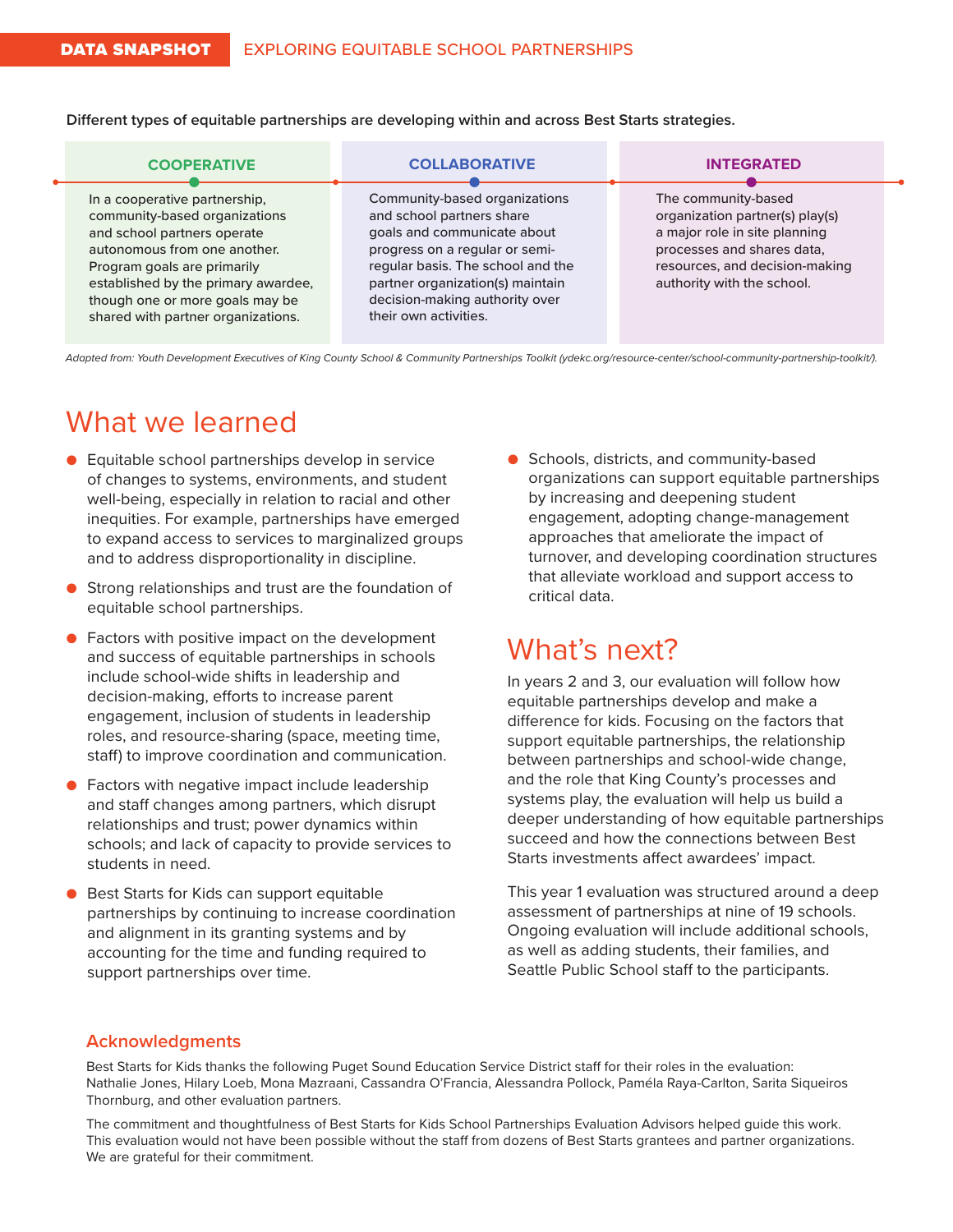DATA SNAPSHOT EXPLORING EQUITABLE SCHOOL PARTNERSHIPS

**Different types of equitable partnerships are developing within and across Best Starts strategies.**

| COOPERATIVE | COLLABORATIVE | INTEGRATED |
|---|---|---|
| In a cooperative partnership, community-based organizations and school partners operate autonomous from one another. Program goals are primarily established by the primary awardee, though one or more goals may be shared with partner organizations. | Community-based organizations and school partners share goals and communicate about progress on a regular or semi-regular basis. The school and the partner organization(s) maintain decision-making authority over their own activities. | The community-based organization partner(s) play(s) a major role in site planning processes and shares data, resources, and decision-making authority with the school. |

*Adapted from: Youth Development Executives of King County School & Community Partnerships Toolkit (ydekc.org/resource-center/school-community-partnership-toolkit/).*

# What we learned

- Equitable school partnerships develop in service of changes to systems, environments, and student well-being, especially in relation to racial and other inequities. For example, partnerships have emerged to expand access to services to marginalized groups and to address disproportionality in discipline.
- Strong relationships and trust are the foundation of equitable school partnerships.
- Factors with positive impact on the development and success of equitable partnerships in schools include school-wide shifts in leadership and decision-making, efforts to increase parent engagement, inclusion of students in leadership roles, and resource-sharing (space, meeting time, staff) to improve coordination and communication.
- Factors with negative impact include leadership and staff changes among partners, which disrupt relationships and trust; power dynamics within schools; and lack of capacity to provide services to students in need.
- Best Starts for Kids can support equitable partnerships by continuing to increase coordination and alignment in its granting systems and by accounting for the time and funding required to support partnerships over time.
- Schools, districts, and community-based organizations can support equitable partnerships by increasing and deepening student engagement, adopting change-management approaches that ameliorate the impact of turnover, and developing coordination structures that alleviate workload and support access to critical data.

# What's next?

In years 2 and 3, our evaluation will follow how equitable partnerships develop and make a difference for kids. Focusing on the factors that support equitable partnerships, the relationship between partnerships and school-wide change, and the role that King County's processes and systems play, the evaluation will help us build a deeper understanding of how equitable partnerships succeed and how the connections between Best Starts investments affect awardees' impact.

This year 1 evaluation was structured around a deep assessment of partnerships at nine of 19 schools. Ongoing evaluation will include additional schools, as well as adding students, their families, and Seattle Public School staff to the participants.

## Acknowledgments

Best Starts for Kids thanks the following Puget Sound Education Service District staff for their roles in the evaluation: Nathalie Jones, Hilary Loeb, Mona Mazraani, Cassandra O'Francia, Alessandra Pollock, Paméla Raya-Carlton, Sarita Siqueiros Thornburg, and other evaluation partners.

The commitment and thoughtfulness of Best Starts for Kids School Partnerships Evaluation Advisors helped guide this work. This evaluation would not have been possible without the staff from dozens of Best Starts grantees and partner organizations. We are grateful for their commitment.